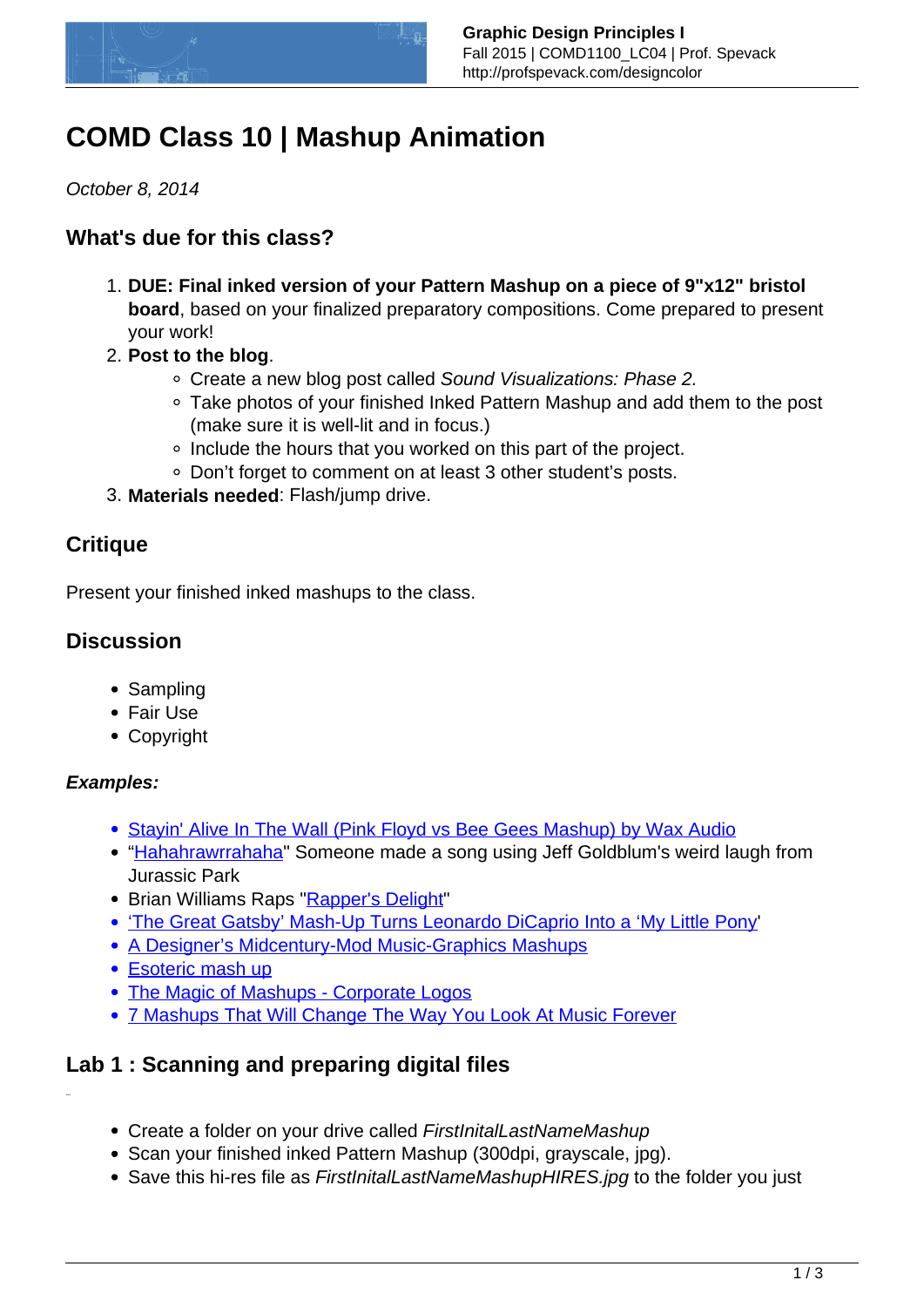# COMD Class 10 | Mashup Animation

*October 8, 2014*

## What's due for this class?

1. **DUE: Final inked version of your Pattern Mashup on a piece of 9"x12" bristol board**, based on your finalized preparatory compositions. Come prepared to present your work!
2. **Post to the blog**.
   - Create a new blog post called *Sound Visualizations: Phase 2.*
   - Take photos of your finished Inked Pattern Mashup and add them to the post (make sure it is well-lit and in focus.)
   - Include the hours that you worked on this part of the project.
   - Don't forget to comment on at least 3 other student's posts.
3. **Materials needed**: Flash/jump drive.

## Critique

Present your finished inked mashups to the class.

## Discussion

- Sampling
- Fair Use
- Copyright

#### *Examples:*

- Stayin' Alive In The Wall (Pink Floyd vs Bee Gees Mashup) by Wax Audio
- "Hahahrawrrahaha" Someone made a song using Jeff Goldblum's weird laugh from Jurassic Park
- Brian Williams Raps "Rapper's Delight"
- 'The Great Gatsby' Mash-Up Turns Leonardo DiCaprio Into a 'My Little Pony'
- A Designer's Midcentury-Mod Music-Graphics Mashups
- Esoteric mash up
- The Magic of Mashups - Corporate Logos
- 7 Mashups That Will Change The Way You Look At Music Forever

## Lab 1 : Scanning and preparing digital files

- Create a folder on your drive called *FirstInitalLastNameMashup*
- Scan your finished inked Pattern Mashup (300dpi, grayscale, jpg).
- Save this hi-res file as *FirstInitalLastNameMashupHIRES.jpg* to the folder you just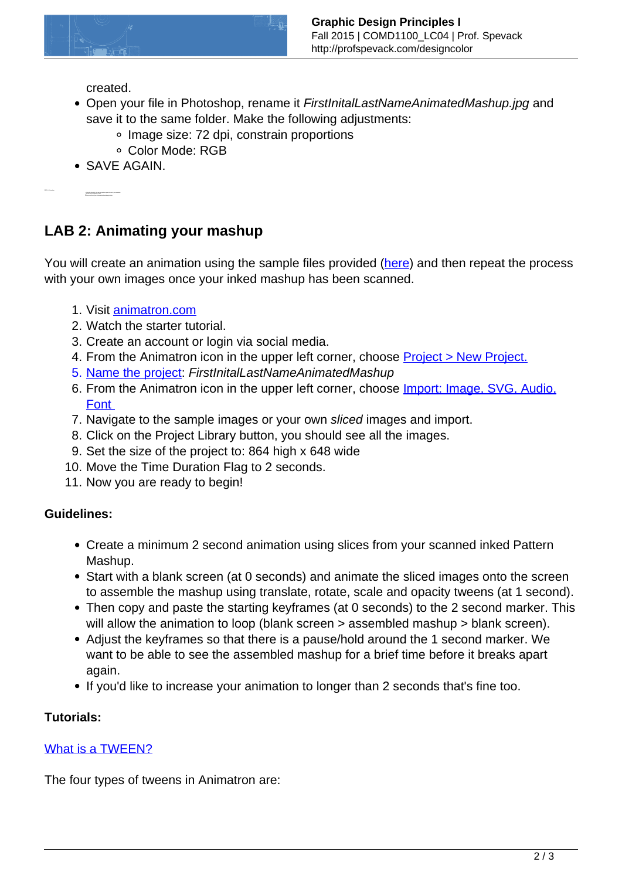created.

- Open your file in Photoshop, rename it *FirstInitalLastNameAnimatedMashup.jpg* and save it to the same folder. Make the following adjustments:
  - Image size: 72 dpi, constrain proportions
  - Color Mode: RGB
- SAVE AGAIN.

## LAB 2: Animating your mashup

You will create an animation using the sample files provided (here) and then repeat the process with your own images once your inked mashup has been scanned.

1. Visit animatron.com
2. Watch the starter tutorial.
3. Create an account or login via social media.
4. From the Animatron icon in the upper left corner, choose Project > New Project.
5. Name the project: *FirstInitalLastNameAnimatedMashup*
6. From the Animatron icon in the upper left corner, choose Import: Image, SVG, Audio, Font
7. Navigate to the sample images or your own *sliced* images and import.
8. Click on the Project Library button, you should see all the images.
9. Set the size of the project to: 864 high x 648 wide
10. Move the Time Duration Flag to 2 seconds.
11. Now you are ready to begin!

**Guidelines:**

- Create a minimum 2 second animation using slices from your scanned inked Pattern Mashup.
- Start with a blank screen (at 0 seconds) and animate the sliced images onto the screen to assemble the mashup using translate, rotate, scale and opacity tweens (at 1 second).
- Then copy and paste the starting keyframes (at 0 seconds) to the 2 second marker. This will allow the animation to loop (blank screen > assembled mashup > blank screen).
- Adjust the keyframes so that there is a pause/hold around the 1 second marker. We want to be able to see the assembled mashup for a brief time before it breaks apart again.
- If you'd like to increase your animation to longer than 2 seconds that's fine too.

**Tutorials:**

What is a TWEEN?

The four types of tweens in Animatron are: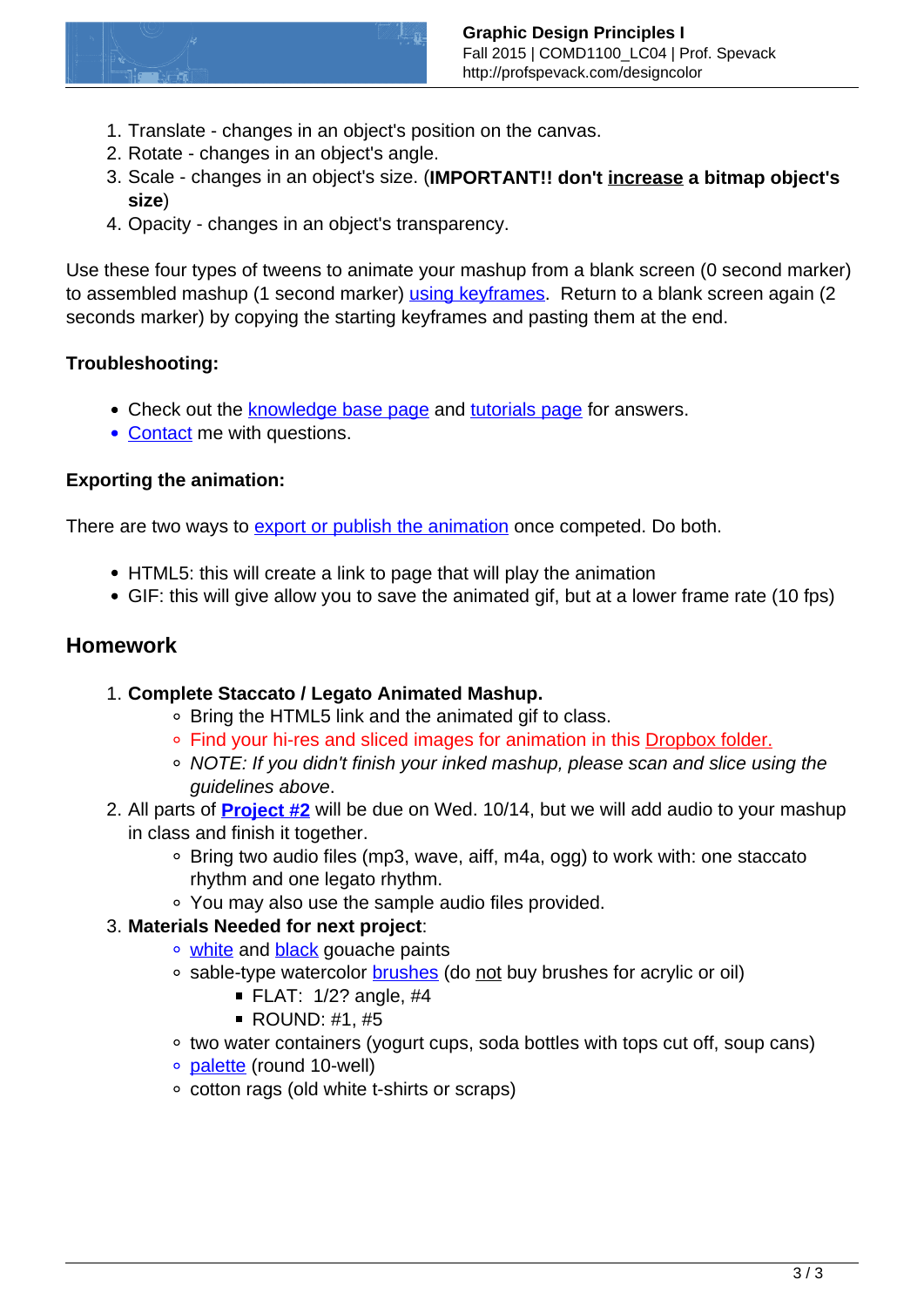1. Translate - changes in an object's position on the canvas.
2. Rotate - changes in an object's angle.
3. Scale - changes in an object's size. (**IMPORTANT!! don't <u>increase</u> a bitmap object's size**)
4. Opacity - changes in an object's transparency.

Use these four types of tweens to animate your mashup from a blank screen (0 second marker) to assembled mashup (1 second marker) using keyframes. Return to a blank screen again (2 seconds marker) by copying the starting keyframes and pasting them at the end.

**Troubleshooting:**

- Check out the knowledge base page and tutorials page for answers.
- Contact me with questions.

**Exporting the animation:**

There are two ways to export or publish the animation once competed. Do both.

- HTML5: this will create a link to page that will play the animation
- GIF: this will give allow you to save the animated gif, but at a lower frame rate (10 fps)

## Homework

1. **Complete Staccato / Legato Animated Mashup.**
   - Bring the HTML5 link and the animated gif to class.
   - Find your hi-res and sliced images for animation in this Dropbox folder.
   - *NOTE: If you didn't finish your inked mashup, please scan and slice using the guidelines above*.
2. All parts of **Project #2** will be due on Wed. 10/14, but we will add audio to your mashup in class and finish it together.
   - Bring two audio files (mp3, wave, aiff, m4a, ogg) to work with: one staccato rhythm and one legato rhythm.
   - You may also use the sample audio files provided.
3. **Materials Needed for next project**:
   - white and black gouache paints
   - sable-type watercolor brushes (do <u>not</u> buy brushes for acrylic or oil)
     - FLAT: 1/2? angle, #4
     - ROUND: #1, #5
   - two water containers (yogurt cups, soda bottles with tops cut off, soup cans)
   - palette (round 10-well)
   - cotton rags (old white t-shirts or scraps)